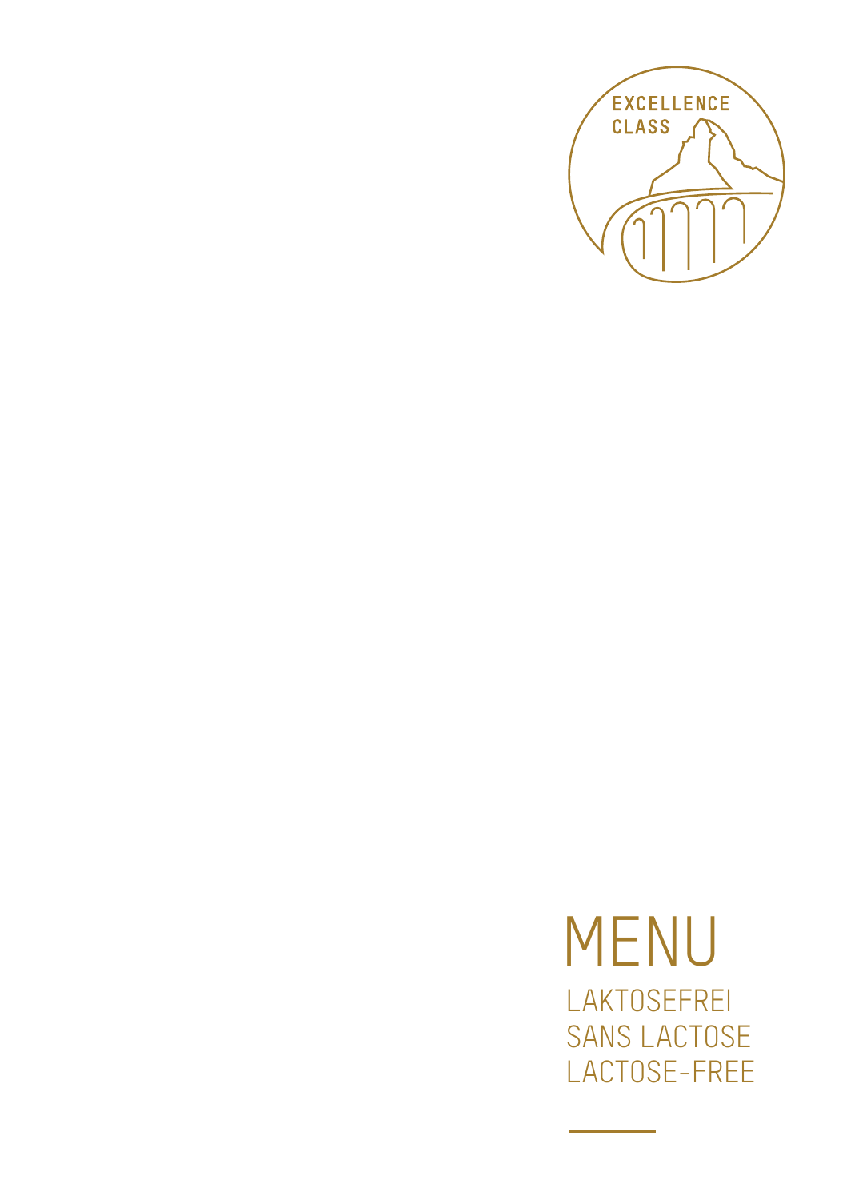EXCELLENCE CLASS

# MENU

LAKTOSEFREI
SANS LACTOSE
LACTOSE-FREE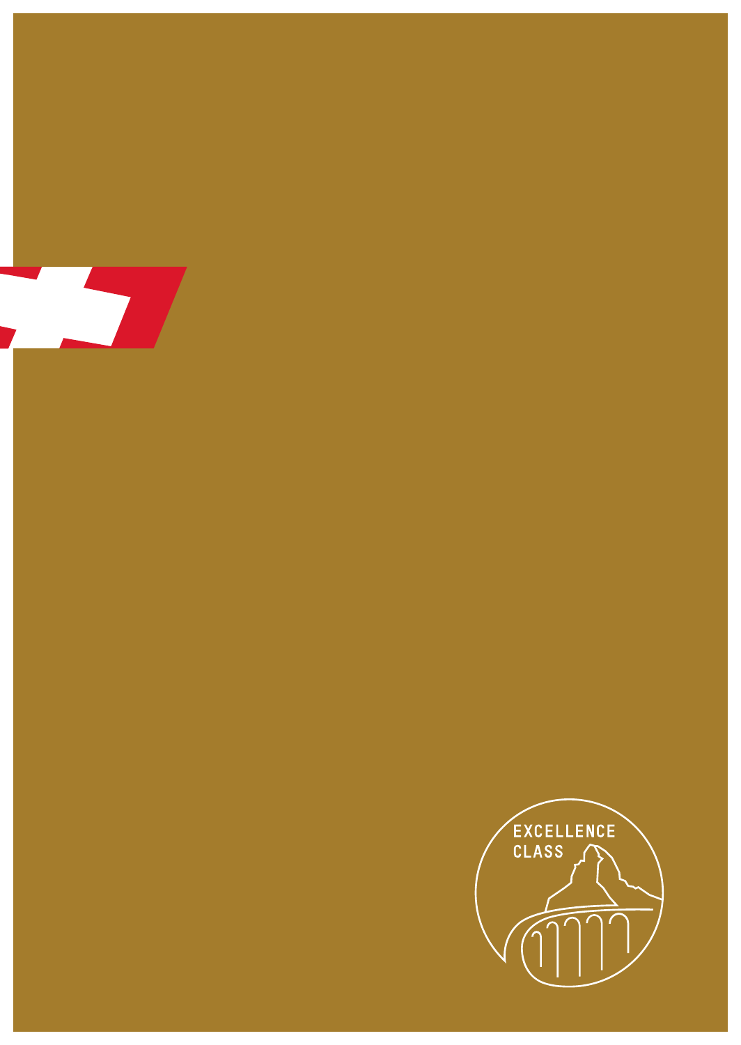EXCELLENCE
CLASS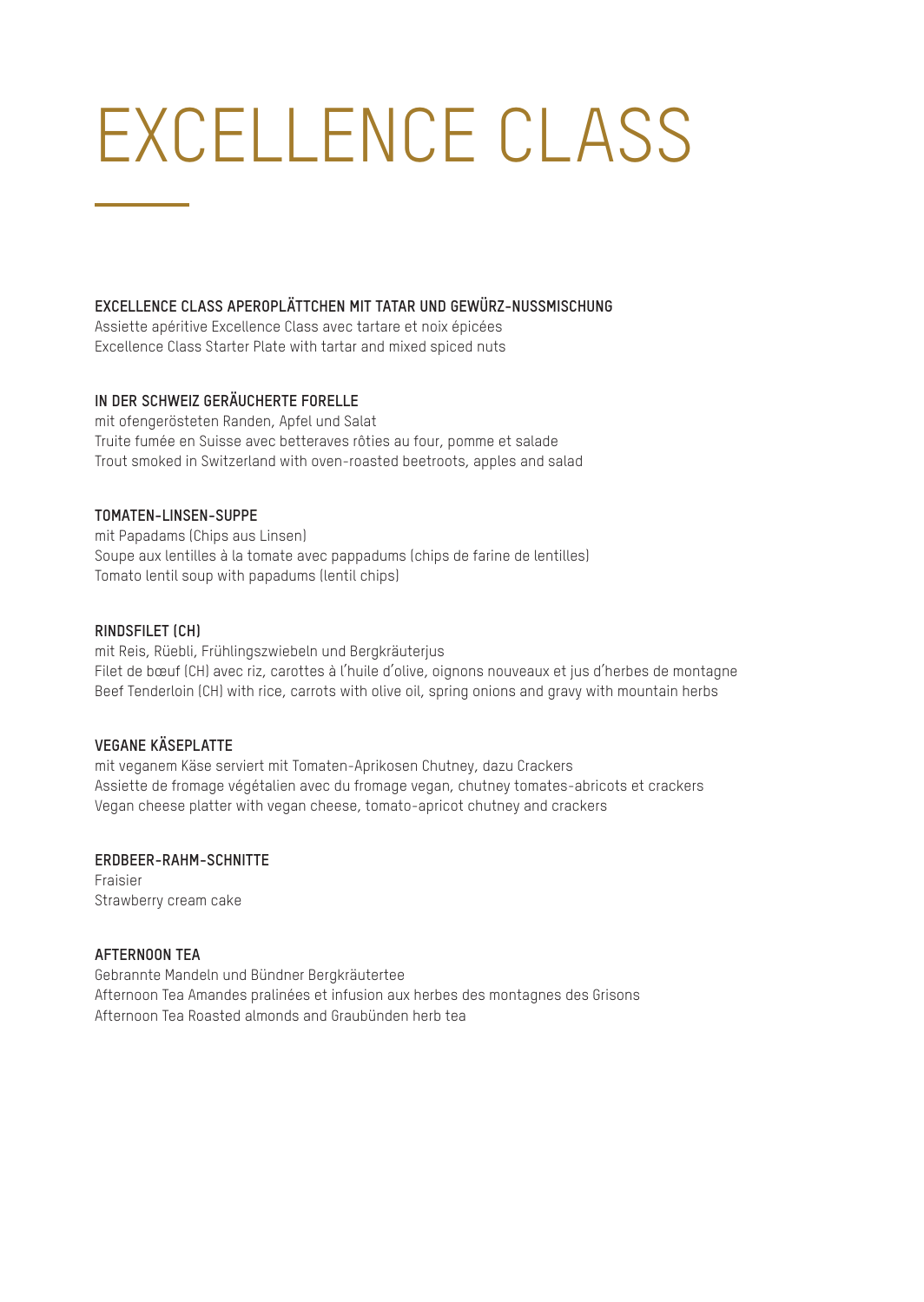# EXCELLENCE CLASS

**EXCELLENCE CLASS APEROPLÄTTCHEN MIT TATAR UND GEWÜRZ-NUSSMISCHUNG**
Assiette apéritive Excellence Class avec tartare et noix épicées
Excellence Class Starter Plate with tartar and mixed spiced nuts

**IN DER SCHWEIZ GERÄUCHERTE FORELLE**
mit ofengerösteten Randen, Apfel und Salat
Truite fumée en Suisse avec betteraves rôties au four, pomme et salade
Trout smoked in Switzerland with oven-roasted beetroots, apples and salad

**TOMATEN-LINSEN-SUPPE**
mit Papadams (Chips aus Linsen)
Soupe aux lentilles à la tomate avec pappadums (chips de farine de lentilles)
Tomato lentil soup with papadums (lentil chips)

**RINDSFILET (CH)**
mit Reis, Rüebli, Frühlingszwiebeln und Bergkräuterjus
Filet de bœuf (CH) avec riz, carottes à l'huile d'olive, oignons nouveaux et jus d'herbes de montagne
Beef Tenderloin (CH) with rice, carrots with olive oil, spring onions and gravy with mountain herbs

**VEGANE KÄSEPLATTE**
mit veganem Käse serviert mit Tomaten-Aprikosen Chutney, dazu Crackers
Assiette de fromage végétalien avec du fromage vegan, chutney tomates-abricots et crackers
Vegan cheese platter with vegan cheese, tomato-apricot chutney and crackers

**ERDBEER-RAHM-SCHNITTE**
Fraisier
Strawberry cream cake

**AFTERNOON TEA**
Gebrannte Mandeln und Bündner Bergkräutertee
Afternoon Tea Amandes pralinées et infusion aux herbes des montagnes des Grisons
Afternoon Tea Roasted almonds and Graubünden herb tea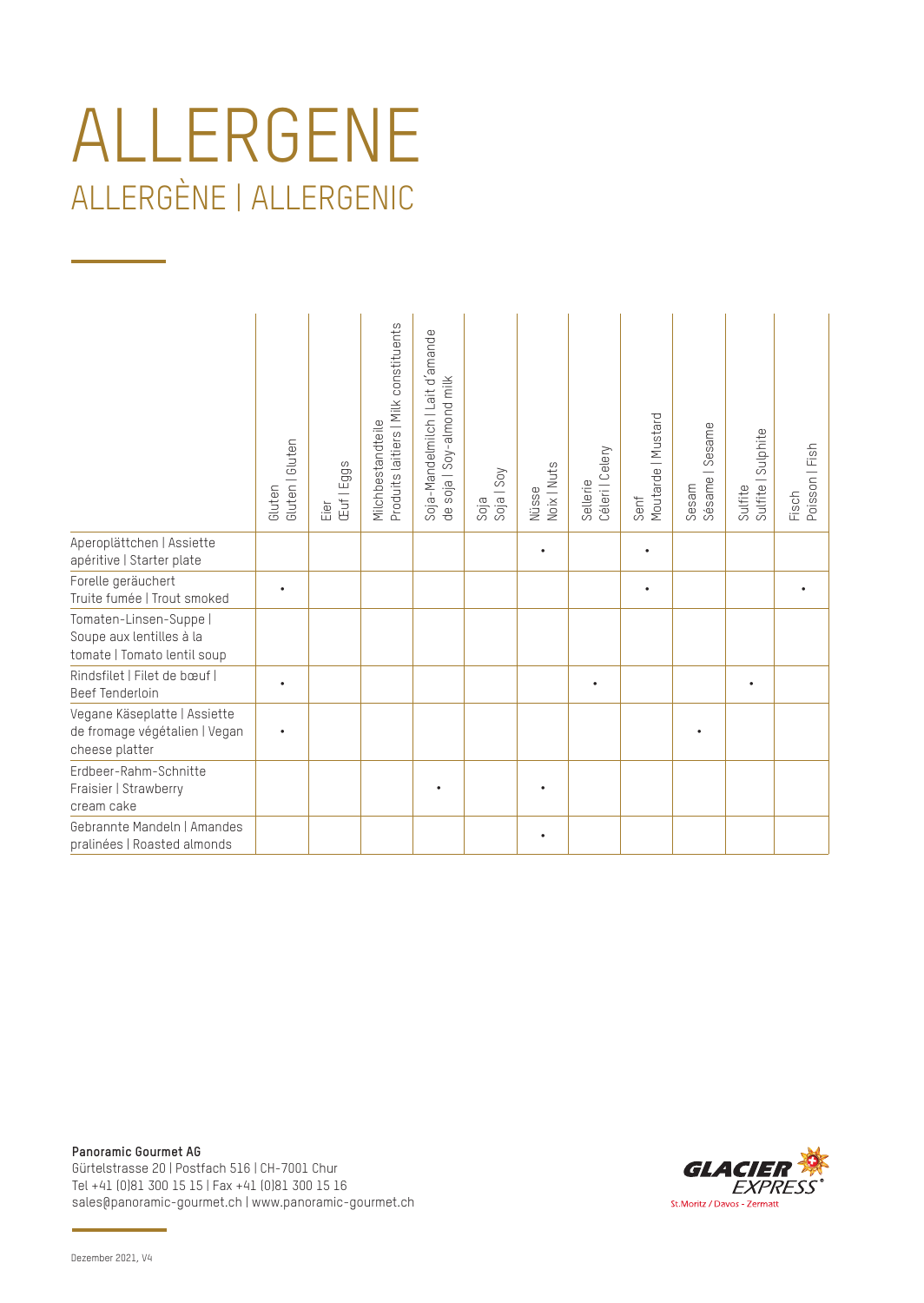# ALLERGENE

## ALLERGÈNE | ALLERGENIC

| | Gluten<br>Gluten \| Gluten | Eier<br>Œuf \| Eggs | Milchbestandteile<br>Produits laitiers \| Milk constituents | Soja-Mandelmilch \| Lait d'amande de soja \| Soy-almond milk | Soja<br>Soja \| Soy | Nüsse<br>Noix \| Nuts | Sellerie<br>Céleri \| Celery | Senf<br>Moutarde \| Mustard | Sesam<br>Sésame \| Sesame | Sulfite<br>Sulfite \| Sulphite | Fisch<br>Poisson \| Fish |
|---|---|---|---|---|---|---|---|---|---|---|---|
| Aperoplättchen \| Assiette apéritive \| Starter plate | | | | | | • | | • | | | |
| Forelle geräuchert<br>Truite fumée \| Trout smoked | • | | | | | | | • | | | • |
| Tomaten-Linsen-Suppe \| Soupe aux lentilles à la tomate \| Tomato lentil soup | | | | | | | | | | | |
| Rindsfilet \| Filet de bœuf \| Beef Tenderloin | • | | | | | | • | | | • | |
| Vegane Käseplatte \| Assiette de fromage végétalien \| Vegan cheese platter | • | | | | | | | | • | | |
| Erdbeer-Rahm-Schnitte<br>Fraisier \| Strawberry cream cake | | | | • | | • | | | | | |
| Gebrannte Mandeln \| Amandes pralinées \| Roasted almonds | | | | | | • | | | | | |

**Panoramic Gourmet AG**
Gürtelstrasse 20 | Postfach 516 | CH-7001 Chur
Tel +41 (0)81 300 15 15 | Fax +41 (0)81 300 15 16
sales@panoramic-gourmet.ch | www.panoramic-gourmet.ch

GLACIER EXPRESS
St.Moritz / Davos - Zermatt

Dezember 2021, V4